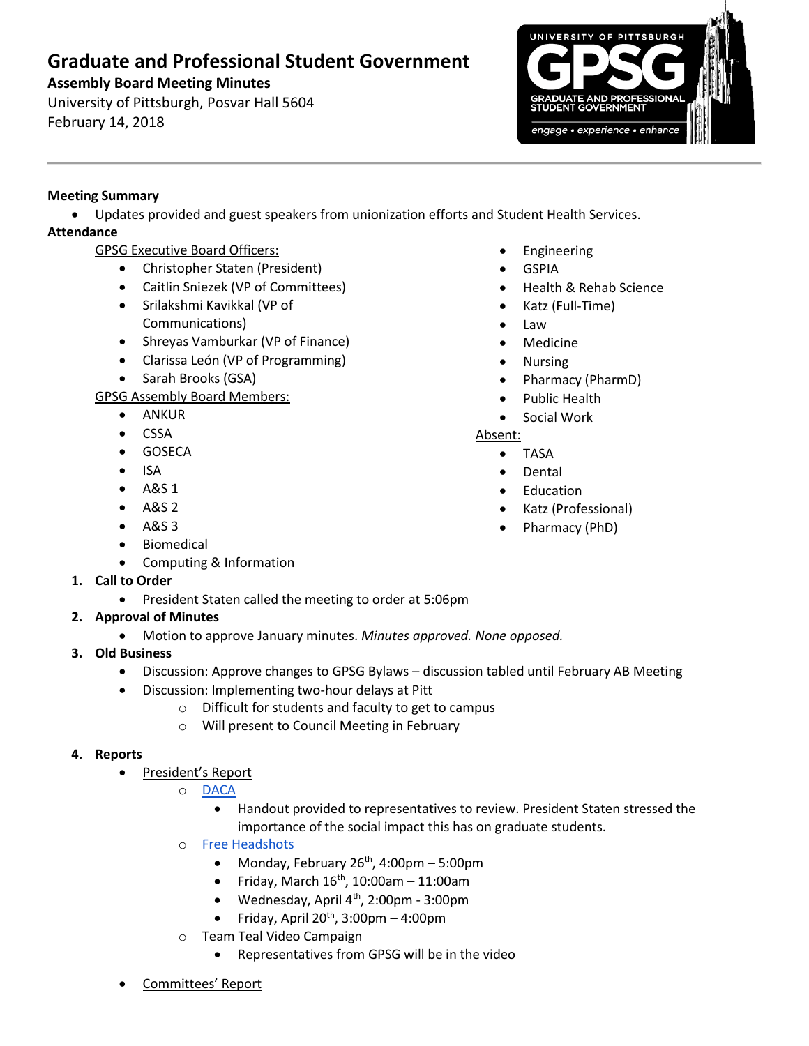# Graduate and Professional Student Government

**Assembly Board Meeting Minutes**

University of Pittsburgh, Posvar Hall 5604

February 14, 2018

**Meeting Summary**

- Updates provided and guest speakers from unionization efforts and Student Health Services.

**Attendance**

GPSG Executive Board Officers:

- Christopher Staten (President)
- Caitlin Sniezek (VP of Committees)
- Srilakshmi Kavikkal (VP of Communications)
- Shreyas Vamburkar (VP of Finance)
- Clarissa León (VP of Programming)
- Sarah Brooks (GSA)

GPSG Assembly Board Members:

- ANKUR
- CSSA
- GOSECA
- ISA
- A&S 1
- A&S 2
- A&S 3
- Biomedical
- Computing & Information
- Engineering
- GSPIA
- Health & Rehab Science
- Katz (Full-Time)
- Law
- Medicine
- Nursing
- Pharmacy (PharmD)
- Public Health
- Social Work

Absent:

- TASA
- Dental
- Education
- Katz (Professional)
- Pharmacy (PhD)

1. **Call to Order**
    - President Staten called the meeting to order at 5:06pm
2. **Approval of Minutes**
    - Motion to approve January minutes. *Minutes approved. None opposed.*
3. **Old Business**
    - Discussion: Approve changes to GPSG Bylaws – discussion tabled until February AB Meeting
    - Discussion: Implementing two-hour delays at Pitt
        - Difficult for students and faculty to get to campus
        - Will present to Council Meeting in February
4. **Reports**
    - President's Report
        - DACA
            - Handout provided to representatives to review. President Staten stressed the importance of the social impact this has on graduate students.
        - Free Headshots
            - Monday, February 26th, 4:00pm – 5:00pm
            - Friday, March 16th, 10:00am – 11:00am
            - Wednesday, April 4th, 2:00pm - 3:00pm
            - Friday, April 20th, 3:00pm – 4:00pm
        - Team Teal Video Campaign
            - Representatives from GPSG will be in the video
    - Committees' Report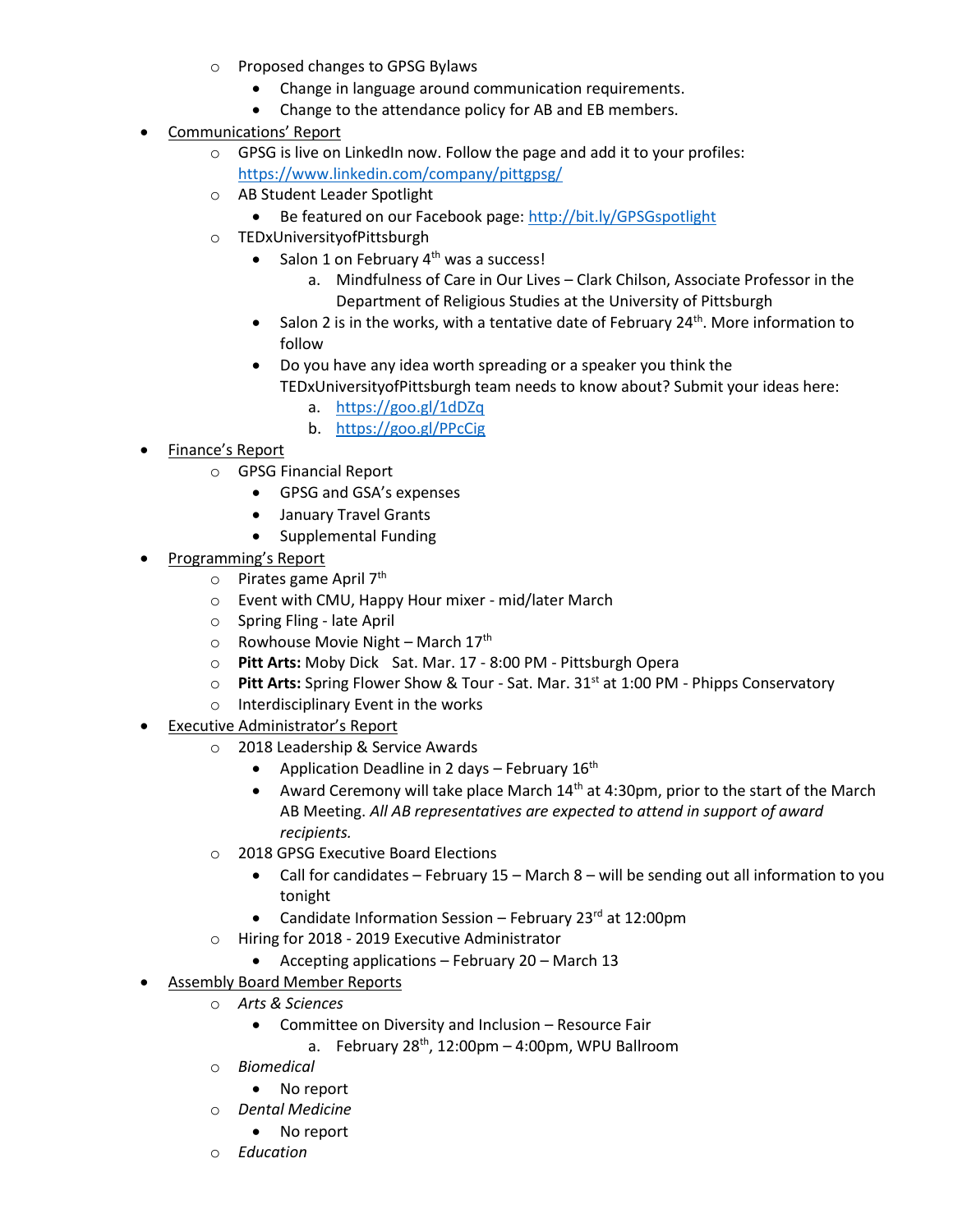- Proposed changes to GPSG Bylaws
    - Change in language around communication requirements.
    - Change to the attendance policy for AB and EB members.
- Communications' Report
  - GPSG is live on LinkedIn now. Follow the page and add it to your profiles: https://www.linkedin.com/company/pittgpsg/
  - AB Student Leader Spotlight
    - Be featured on our Facebook page: http://bit.ly/GPSGspotlight
  - TEDxUniversityofPittsburgh
    - Salon 1 on February 4th was a success!
      a. Mindfulness of Care in Our Lives – Clark Chilson, Associate Professor in the Department of Religious Studies at the University of Pittsburgh
    - Salon 2 is in the works, with a tentative date of February 24th. More information to follow
    - Do you have any idea worth spreading or a speaker you think the TEDxUniversityofPittsburgh team needs to know about? Submit your ideas here:
      a. https://goo.gl/1dDZq
      b. https://goo.gl/PPcCig
- Finance's Report
  - GPSG Financial Report
    - GPSG and GSA's expenses
    - January Travel Grants
    - Supplemental Funding
- Programming's Report
  - Pirates game April 7th
  - Event with CMU, Happy Hour mixer - mid/later March
  - Spring Fling - late April
  - Rowhouse Movie Night – March 17th
  - **Pitt Arts:** Moby Dick Sat. Mar. 17 - 8:00 PM - Pittsburgh Opera
  - **Pitt Arts:** Spring Flower Show & Tour - Sat. Mar. 31st at 1:00 PM - Phipps Conservatory
  - Interdisciplinary Event in the works
- Executive Administrator's Report
  - 2018 Leadership & Service Awards
    - Application Deadline in 2 days – February 16th
    - Award Ceremony will take place March 14th at 4:30pm, prior to the start of the March AB Meeting. *All AB representatives are expected to attend in support of award recipients.*
  - 2018 GPSG Executive Board Elections
    - Call for candidates – February 15 – March 8 – will be sending out all information to you tonight
    - Candidate Information Session – February 23rd at 12:00pm
  - Hiring for 2018 - 2019 Executive Administrator
    - Accepting applications – February 20 – March 13
- Assembly Board Member Reports
  - *Arts & Sciences*
    - Committee on Diversity and Inclusion – Resource Fair
      a. February 28th, 12:00pm – 4:00pm, WPU Ballroom
  - *Biomedical*
    - No report
  - *Dental Medicine*
    - No report
  - *Education*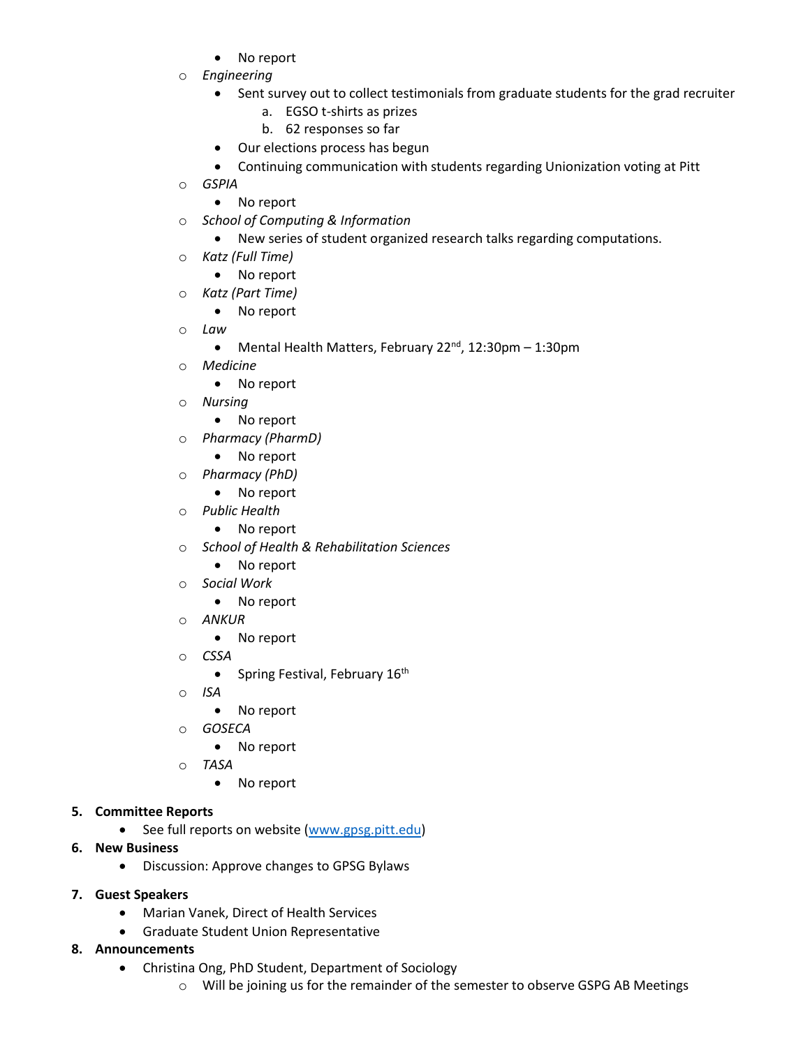- No report
  - *Engineering*
    - Sent survey out to collect testimonials from graduate students for the grad recruiter
      a. EGSO t-shirts as prizes
      b. 62 responses so far
    - Our elections process has begun
    - Continuing communication with students regarding Unionization voting at Pitt
  - *GSPIA*
    - No report
  - *School of Computing & Information*
    - New series of student organized research talks regarding computations.
  - *Katz (Full Time)*
    - No report
  - *Katz (Part Time)*
    - No report
  - *Law*
    - Mental Health Matters, February 22nd, 12:30pm – 1:30pm
  - *Medicine*
    - No report
  - *Nursing*
    - No report
  - *Pharmacy (PharmD)*
    - No report
  - *Pharmacy (PhD)*
    - No report
  - *Public Health*
    - No report
  - *School of Health & Rehabilitation Sciences*
    - No report
  - *Social Work*
    - No report
  - *ANKUR*
    - No report
  - *CSSA*
    - Spring Festival, February 16th
  - *ISA*
    - No report
  - *GOSECA*
    - No report
  - *TASA*
    - No report

5. **Committee Reports**
   - See full reports on website ([www.gpsg.pitt.edu](www.gpsg.pitt.edu))
6. **New Business**
   - Discussion: Approve changes to GPSG Bylaws
7. **Guest Speakers**
   - Marian Vanek, Direct of Health Services
   - Graduate Student Union Representative
8. **Announcements**
   - Christina Ong, PhD Student, Department of Sociology
     - Will be joining us for the remainder of the semester to observe GSPG AB Meetings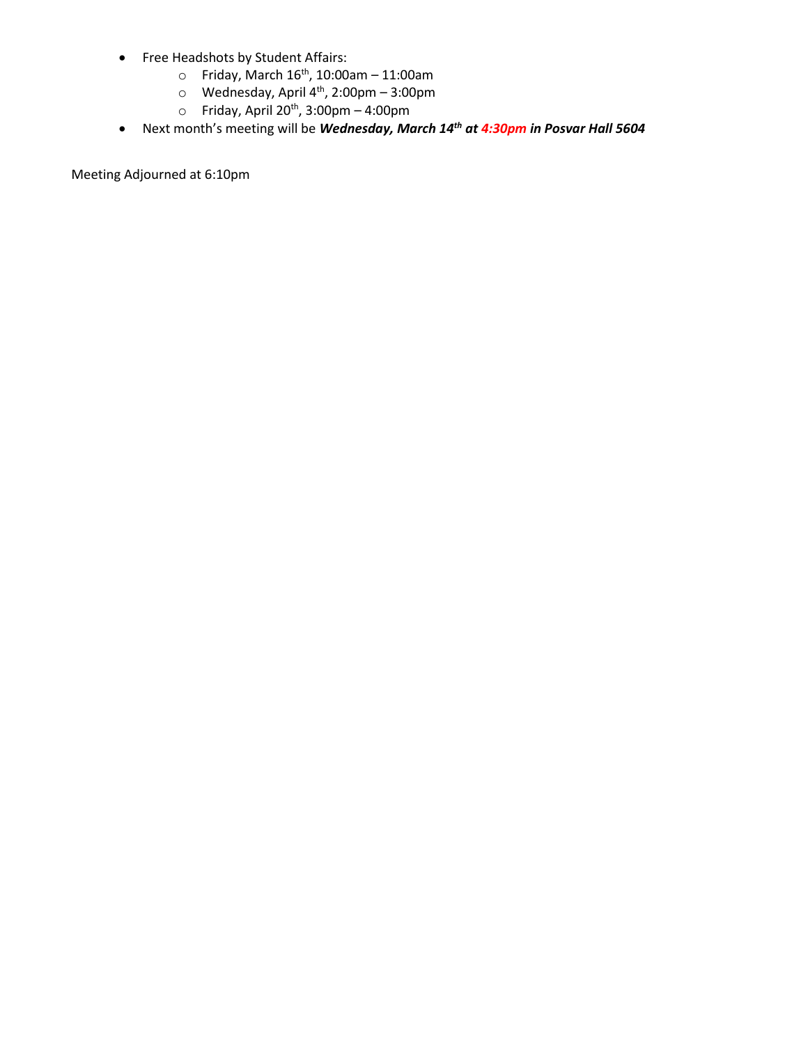- Free Headshots by Student Affairs:
    - Friday, March 16th, 10:00am – 11:00am
    - Wednesday, April 4th, 2:00pm – 3:00pm
    - Friday, April 20th, 3:00pm – 4:00pm
- Next month's meeting will be ***Wednesday, March 14th at 4:30pm in Posvar Hall 5604***

Meeting Adjourned at 6:10pm